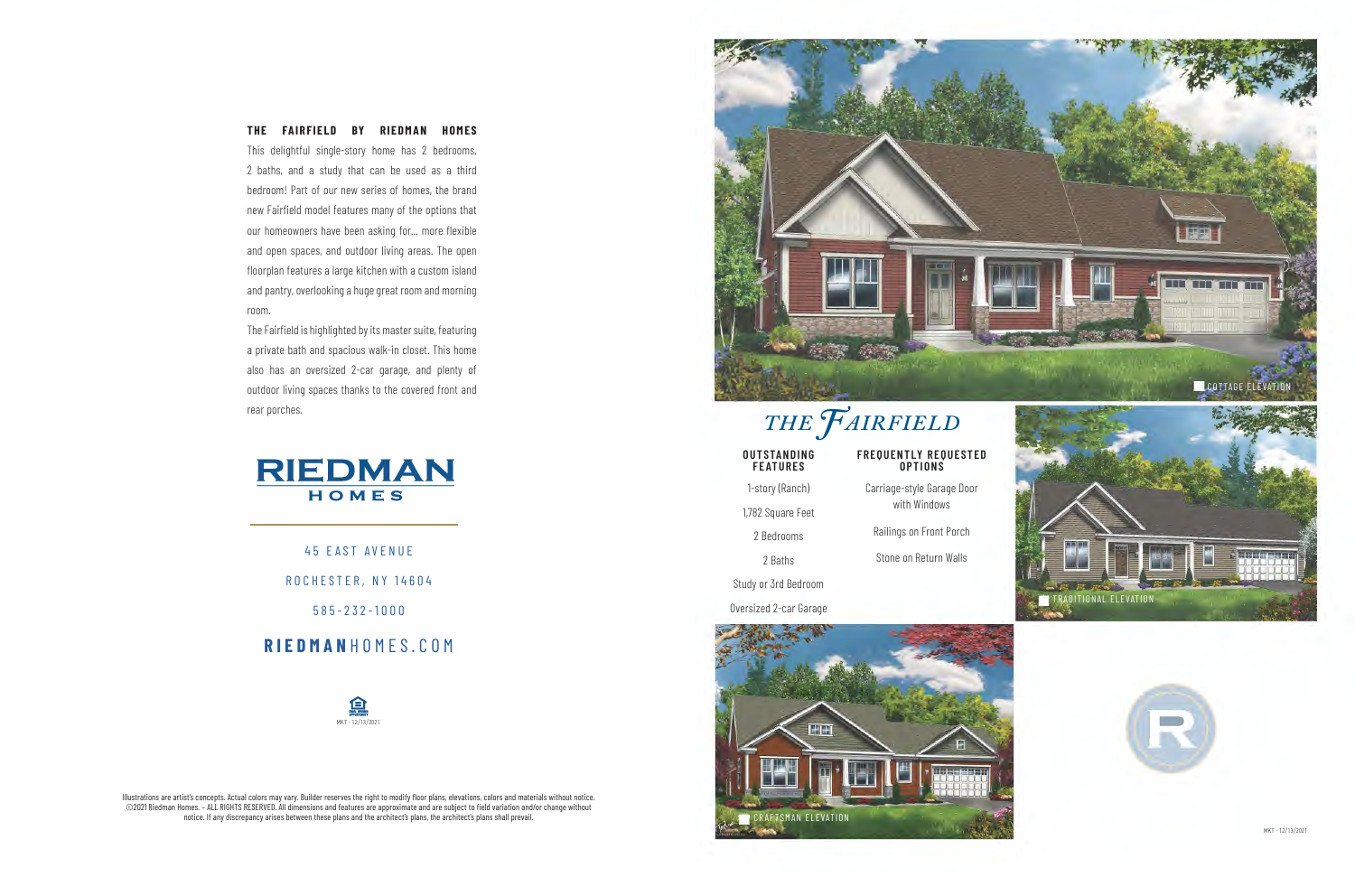## THE FAIRFIELD BY RIEDMAN HOMES

This delightful single-story home has 2 bedrooms, 2 baths, and a study that can be used as a third bedroom! Part of our new series of homes, the brand new Fairfield model features many of the options that our homeowners have been asking for... more flexible and open spaces, and outdoor living areas. The open floorplan features a large kitchen with a custom island and pantry, overlooking a huge great room and morning room.

The Fairfield is highlighted by its master suite, featuring a private bath and spacious walk-in closet. This home also has an oversized 2-car garage, and plenty of outdoor living spaces thanks to the covered front and rear porches.

**RIEDMAN HOMES**

45 EAST AVENUE

ROCHESTER, NY 14604

585-232-1000

**RIEDMAN**HOMES.COM

MKT - 12/13/2021

Illustrations are artist's concepts. Actual colors may vary. Builder reserves the right to modify floor plans, elevations, colors and materials without notice. ©2021 Riedman Homes. - ALL RIGHTS RESERVED. All dimensions and features are approximate and are subject to field variation and/or change without notice. If any discrepancy arises between these plans and the architect's plans, the architect's plans shall prevail.

COTTAGE ELEVATION

# *THE FAIRFIELD*

### OUTSTANDING FEATURES

- 1-story (Ranch)
- 1,782 Square Feet
- 2 Bedrooms
- 2 Baths
- Study or 3rd Bedroom
- Oversized 2-car Garage

### FREQUENTLY REQUESTED OPTIONS

- Carriage-style Garage Door with Windows
- Railings on Front Porch
- Stone on Return Walls

TRADITIONAL ELEVATION

CRAFTSMAN ELEVATION

MKT - 12/13/2021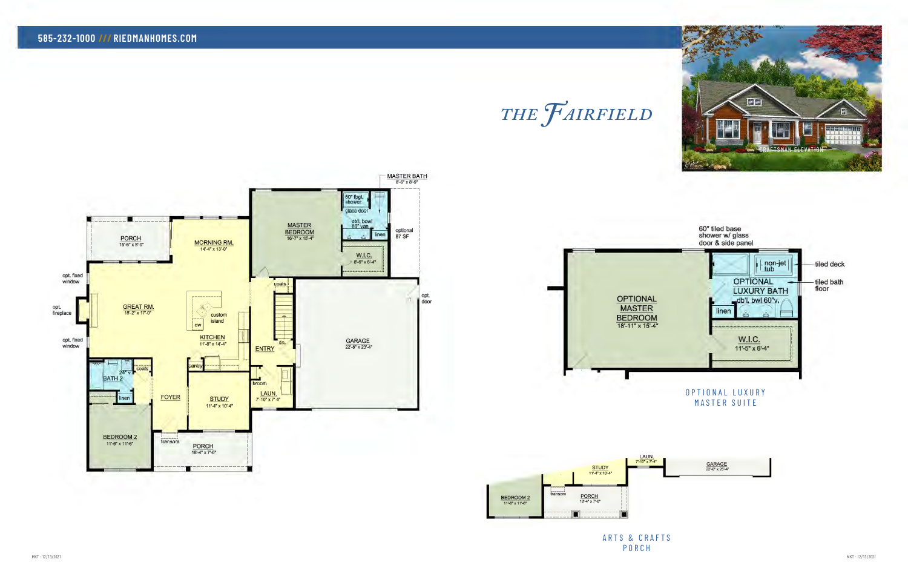585-232-1000 /// RIEDMANHOMES.COM

# THE FAIRFIELD

CRAFTSMAN ELEVATION

MASTER BATH
8'-6" x 8'-9"

60" fbgl. shower
glass door
db'l. bowl 60" van.
linen
optional 87 SF

MASTER BEDROOM
16'-7" x 15'-4"

W.I.C.
8'-6" x 6'-4"

PORCH
15'-6" x 8'-0"

MORNING RM.
14'-4" x 13'-0"

opt. fixed window

opt. fireplace

opt. fixed window

GREAT RM.
18'-2" x 17'-0"

custom island

dw

KITCHEN
11'-8" x 14'-4"

coats

dn.

ENTRY

GARAGE
22'-8" x 23'-4"

opt. door

BATH 2
24" v.
coats
linen

pantry

broom

LAUN.
7'-10" x 7'-4"

FOYER

STUDY
11'-4" x 10'-4"

BEDROOM 2
11'-6" x 11'-6"

transom

PORCH
18'-4" x 7'-0"

60" tiled base shower w/ glass door & side panel

non-jet tub

tiled deck

OPTIONAL LUXURY BATH

tiled bath floor

db'l. bwl 60"v.

linen

OPTIONAL MASTER BEDROOM
18'-11" x 15'-4"

W.I.C.
11'-5" x 6'-4"

OPTIONAL LUXURY MASTER SUITE

LAUN.
7'-10" x 7'-4"

GARAGE
22'-8" x 25'-4"

STUDY
11'-4" x 10'-4"

transom

BEDROOM 2
11'-6" x 11'-6"

PORCH
18'-4" x 7'-0"

ARTS & CRAFTS PORCH

MKT - 12/13/2021